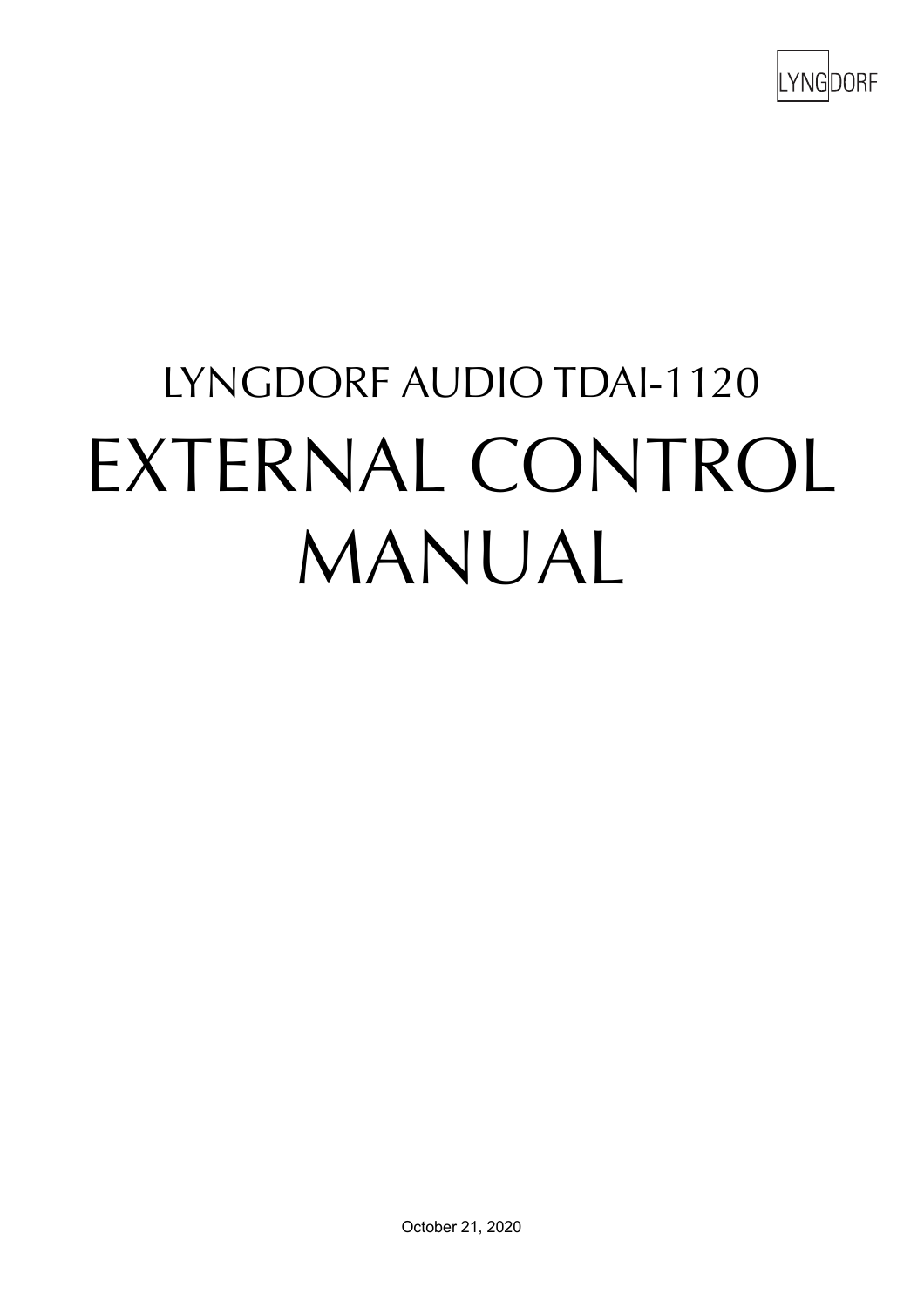LYNGDORF

# LYNGDORF AUDIO TDAI-1120

# EXTERNAL CONTROL MANUAL

October 21, 2020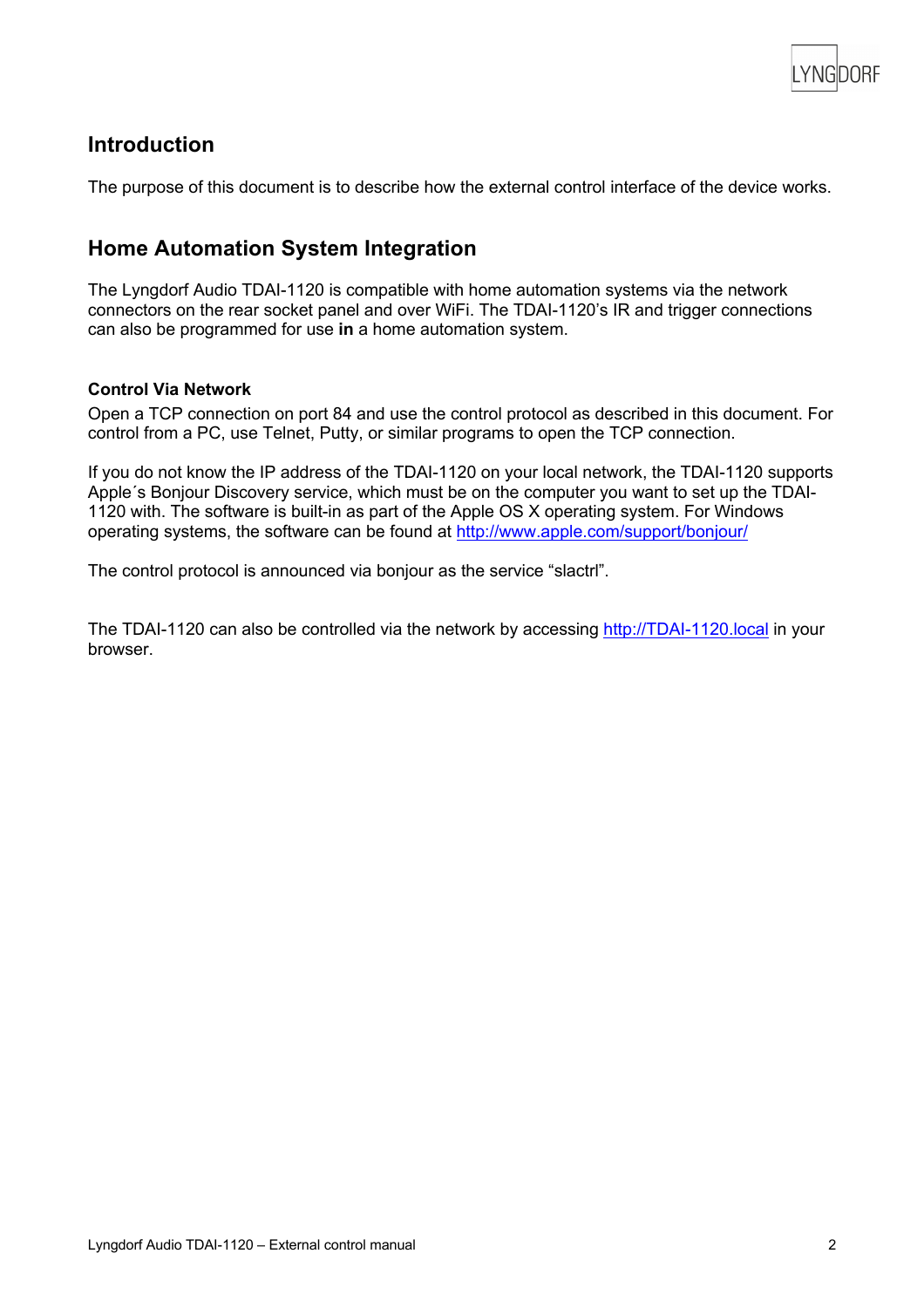## Introduction

The purpose of this document is to describe how the external control interface of the device works.

## Home Automation System Integration

The Lyngdorf Audio TDAI-1120 is compatible with home automation systems via the network connectors on the rear socket panel and over WiFi. The TDAI-1120's IR and trigger connections can also be programmed for use **in** a home automation system.

### Control Via Network

Open a TCP connection on port 84 and use the control protocol as described in this document. For control from a PC, use Telnet, Putty, or similar programs to open the TCP connection.

If you do not know the IP address of the TDAI-1120 on your local network, the TDAI-1120 supports Apple´s Bonjour Discovery service, which must be on the computer you want to set up the TDAI-1120 with. The software is built-in as part of the Apple OS X operating system. For Windows operating systems, the software can be found at [http://www.apple.com/support/bonjour/](http://www.apple.com/support/bonjour/)

The control protocol is announced via bonjour as the service "slactrl".

The TDAI-1120 can also be controlled via the network by accessing [http://TDAI-1120.local](http://TDAI-1120.local) in your browser.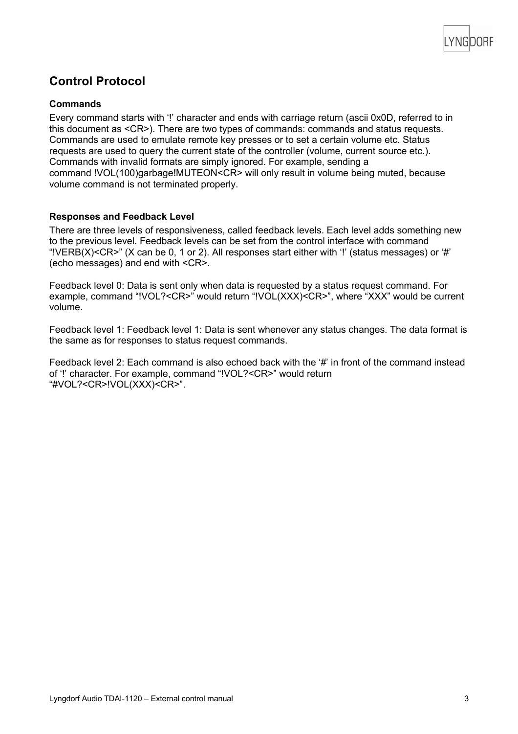## Control Protocol

### Commands

Every command starts with '!' character and ends with carriage return (ascii 0x0D, referred to in this document as <CR>). There are two types of commands: commands and status requests. Commands are used to emulate remote key presses or to set a certain volume etc. Status requests are used to query the current state of the controller (volume, current source etc.). Commands with invalid formats are simply ignored. For example, sending a command !VOL(100)garbage!MUTEON<CR> will only result in volume being muted, because volume command is not terminated properly.

### Responses and Feedback Level

There are three levels of responsiveness, called feedback levels. Each level adds something new to the previous level. Feedback levels can be set from the control interface with command "!VERB(X)<CR>" (X can be 0, 1 or 2). All responses start either with '!' (status messages) or '#' (echo messages) and end with <CR>.

Feedback level 0: Data is sent only when data is requested by a status request command. For example, command "!VOL?<CR>" would return "!VOL(XXX)<CR>", where "XXX" would be current volume.

Feedback level 1: Feedback level 1: Data is sent whenever any status changes. The data format is the same as for responses to status request commands.

Feedback level 2: Each command is also echoed back with the '#' in front of the command instead of '!' character. For example, command "!VOL?<CR>" would return "#VOL?<CR>!VOL(XXX)<CR>".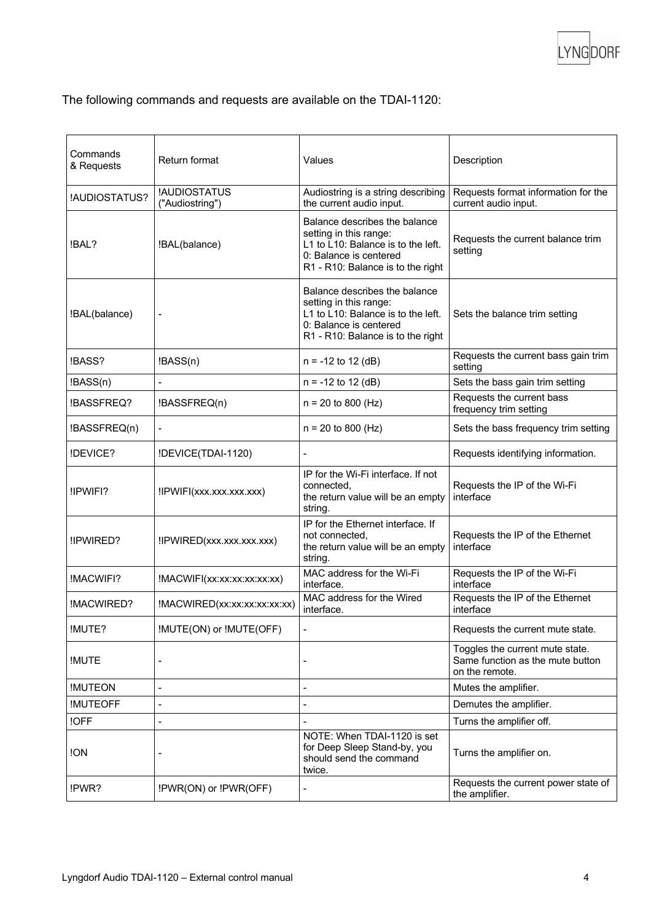The following commands and requests are available on the TDAI-1120:

| Commands & Requests | Return format | Values | Description |
|---|---|---|---|
| !AUDIOSTATUS? | !AUDIOSTATUS ("Audiostring") | Audiostring is a string describing the current audio input. | Requests format information for the current audio input. |
| !BAL? | !BAL(balance) | Balance describes the balance setting in this range:<br>L1 to L10: Balance is to the left.<br>0: Balance is centered<br>R1 - R10: Balance is to the right | Requests the current balance trim setting |
| !BAL(balance) | - | Balance describes the balance setting in this range:<br>L1 to L10: Balance is to the left.<br>0: Balance is centered<br>R1 - R10: Balance is to the right | Sets the balance trim setting |
| !BASS? | !BASS(n) | n = -12 to 12 (dB) | Requests the current bass gain trim setting |
| !BASS(n) | - | n = -12 to 12 (dB) | Sets the bass gain trim setting |
| !BASSFREQ? | !BASSFREQ(n) | n = 20 to 800 (Hz) | Requests the current bass frequency trim setting |
| !BASSFREQ(n) | - | n = 20 to 800 (Hz) | Sets the bass frequency trim setting |
| !DEVICE? | !DEVICE(TDAI-1120) | - | Requests identifying information. |
| !IPWIFI? | !IPWIFI(xxx.xxx.xxx.xxx) | IP for the Wi-Fi interface. If not connected,<br>the return value will be an empty string. | Requests the IP of the Wi-Fi interface |
| !IPWIRED? | !IPWIRED(xxx.xxx.xxx.xxx) | IP for the Ethernet interface. If not connected,<br>the return value will be an empty string. | Requests the IP of the Ethernet interface |
| !MACWIFI? | !MACWIFI(xx:xx:xx:xx:xx:xx) | MAC address for the Wi-Fi interface. | Requests the IP of the Wi-Fi interface |
| !MACWIRED? | !MACWIRED(xx:xx:xx:xx:xx:xx) | MAC address for the Wired interface. | Requests the IP of the Ethernet interface |
| !MUTE? | !MUTE(ON) or !MUTE(OFF) | - | Requests the current mute state. |
| !MUTE | - | - | Toggles the current mute state. Same function as the mute button on the remote. |
| !MUTEON | - | - | Mutes the amplifier. |
| !MUTEOFF | - | - | Demutes the amplifier. |
| !OFF | - | - | Turns the amplifier off. |
| !ON | - | NOTE: When TDAI-1120 is set for Deep Sleep Stand-by, you should send the command twice. | Turns the amplifier on. |
| !PWR? | !PWR(ON) or !PWR(OFF) | - | Requests the current power state of the amplifier. |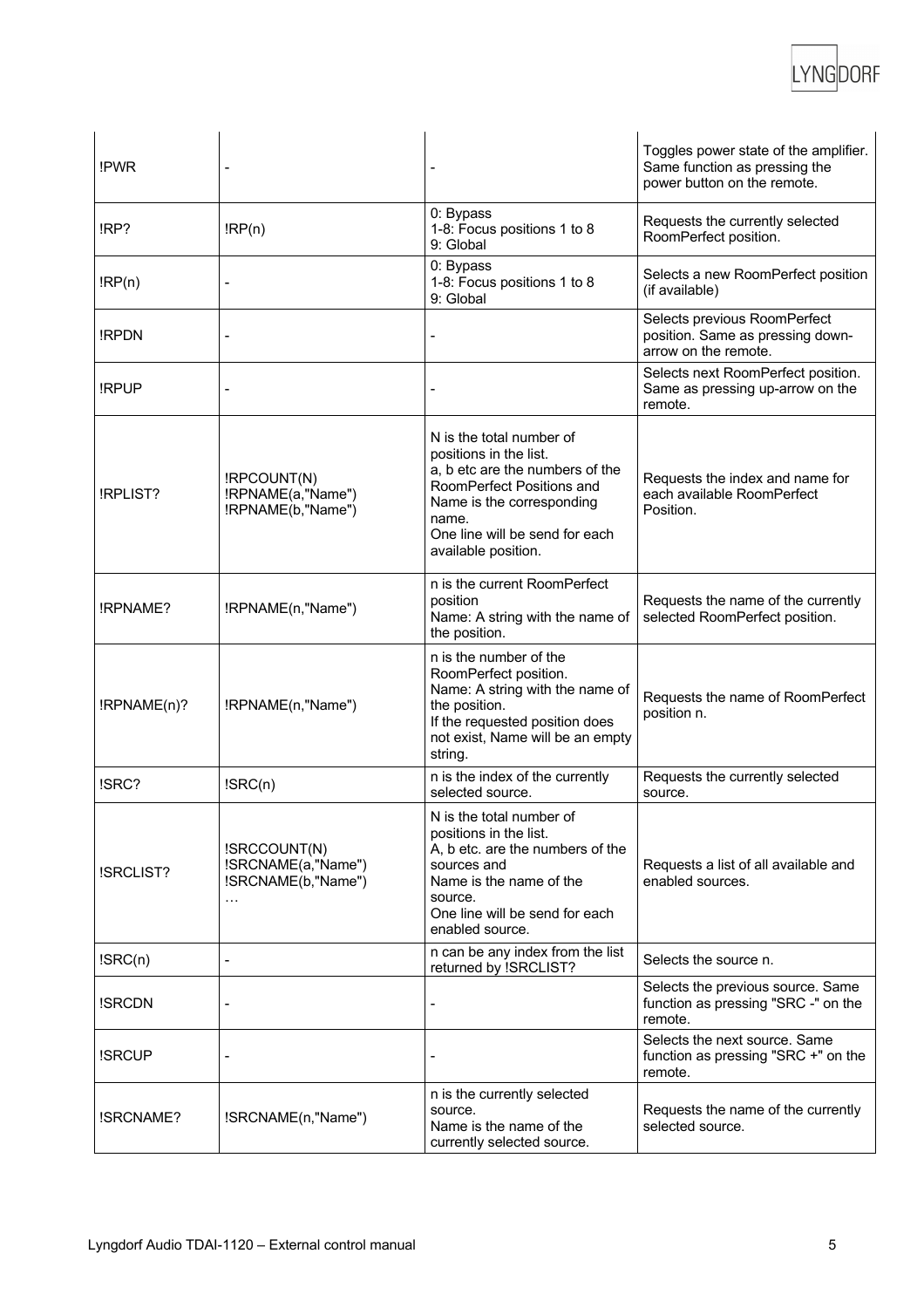| | | | |
|---|---|---|---|
| !PWR | - | - | Toggles power state of the amplifier. Same function as pressing the power button on the remote. |
| !RP? | !RP(n) | 0: Bypass<br>1-8: Focus positions 1 to 8<br>9: Global | Requests the currently selected RoomPerfect position. |
| !RP(n) | - | 0: Bypass<br>1-8: Focus positions 1 to 8<br>9: Global | Selects a new RoomPerfect position (if available) |
| !RPDN | - | - | Selects previous RoomPerfect position. Same as pressing down-arrow on the remote. |
| !RPUP | - | - | Selects next RoomPerfect position. Same as pressing up-arrow on the remote. |
| !RPLIST? | !RPCOUNT(N)<br>!RPNAME(a,"Name")<br>!RPNAME(b,"Name") | N is the total number of positions in the list.<br>a, b etc are the numbers of the RoomPerfect Positions and Name is the corresponding name.<br>One line will be send for each available position. | Requests the index and name for each available RoomPerfect Position. |
| !RPNAME? | !RPNAME(n,"Name") | n is the current RoomPerfect position<br>Name: A string with the name of the position. | Requests the name of the currently selected RoomPerfect position. |
| !RPNAME(n)? | !RPNAME(n,"Name") | n is the number of the RoomPerfect position.<br>Name: A string with the name of the position.<br>If the requested position does not exist, Name will be an empty string. | Requests the name of RoomPerfect position n. |
| !SRC? | !SRC(n) | n is the index of the currently selected source. | Requests the currently selected source. |
| !SRCLIST? | !SRCCOUNT(N)<br>!SRCNAME(a,"Name")<br>!SRCNAME(b,"Name")<br>… | N is the total number of positions in the list.<br>A, b etc. are the numbers of the sources and<br>Name is the name of the source.<br>One line will be send for each enabled source. | Requests a list of all available and enabled sources. |
| !SRC(n) | - | n can be any index from the list returned by !SRCLIST? | Selects the source n. |
| !SRCDN | - | - | Selects the previous source. Same function as pressing "SRC -" on the remote. |
| !SRCUP | - | - | Selects the next source. Same function as pressing "SRC +" on the remote. |
| !SRCNAME? | !SRCNAME(n,"Name") | n is the currently selected source.<br>Name is the name of the currently selected source. | Requests the name of the currently selected source. |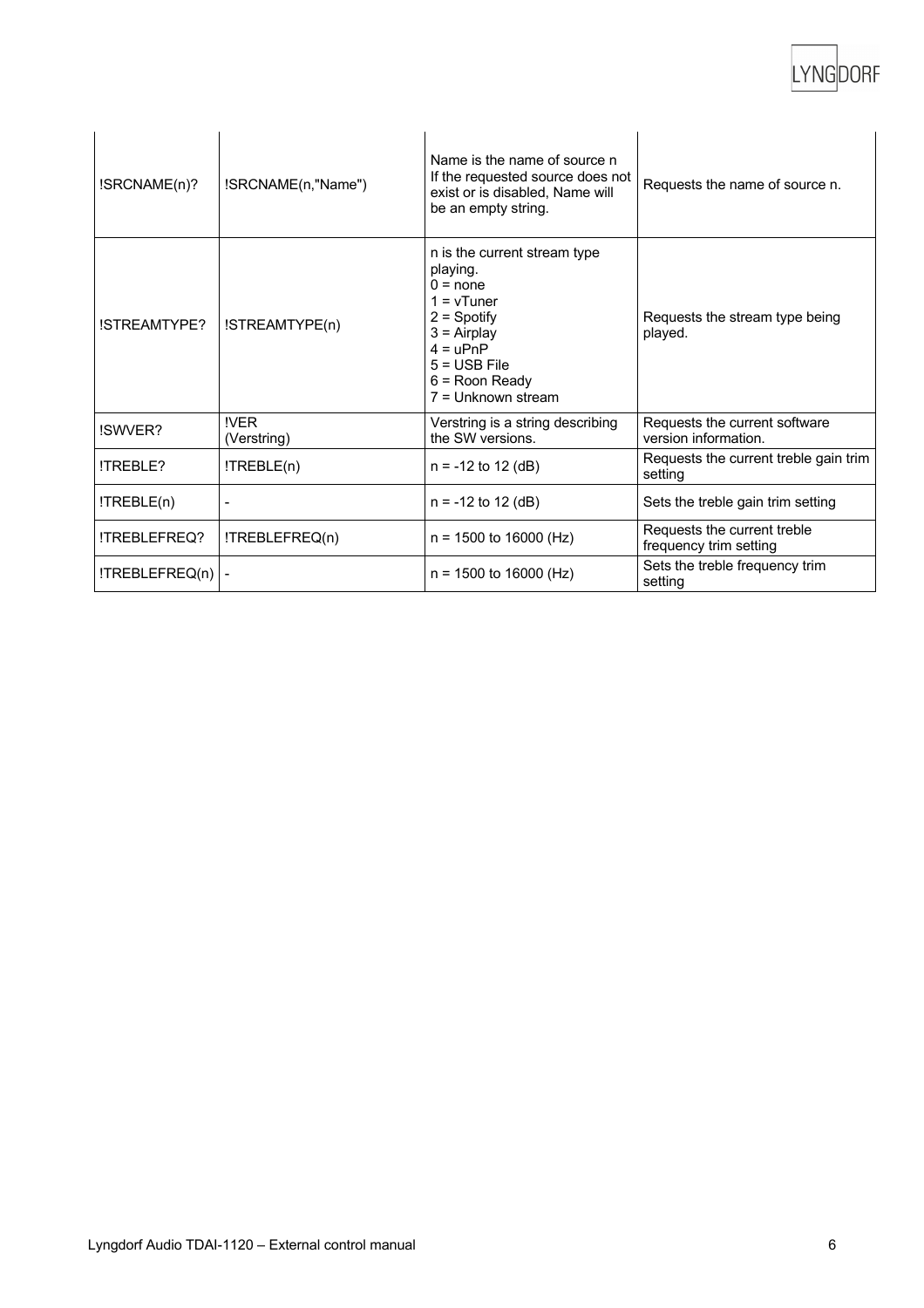| !SRCNAME(n)? | !SRCNAME(n,"Name") | Name is the name of source n<br>If the requested source does not exist or is disabled, Name will be an empty string. | Requests the name of source n. |
|---|---|---|---|
| !STREAMTYPE? | !STREAMTYPE(n) | n is the current stream type playing.<br>0 = none<br>1 = vTuner<br>2 = Spotify<br>3 = Airplay<br>4 = uPnP<br>5 = USB File<br>6 = Roon Ready<br>7 = Unknown stream | Requests the stream type being played. |
| !SWVER? | !VER<br>(Verstring) | Verstring is a string describing the SW versions. | Requests the current software version information. |
| !TREBLE? | !TREBLE(n) | n = -12 to 12 (dB) | Requests the current treble gain trim setting |
| !TREBLE(n) | - | n = -12 to 12 (dB) | Sets the treble gain trim setting |
| !TREBLEFREQ? | !TREBLEFREQ(n) | n = 1500 to 16000 (Hz) | Requests the current treble frequency trim setting |
| !TREBLEFREQ(n) | - | n = 1500 to 16000 (Hz) | Sets the treble frequency trim setting |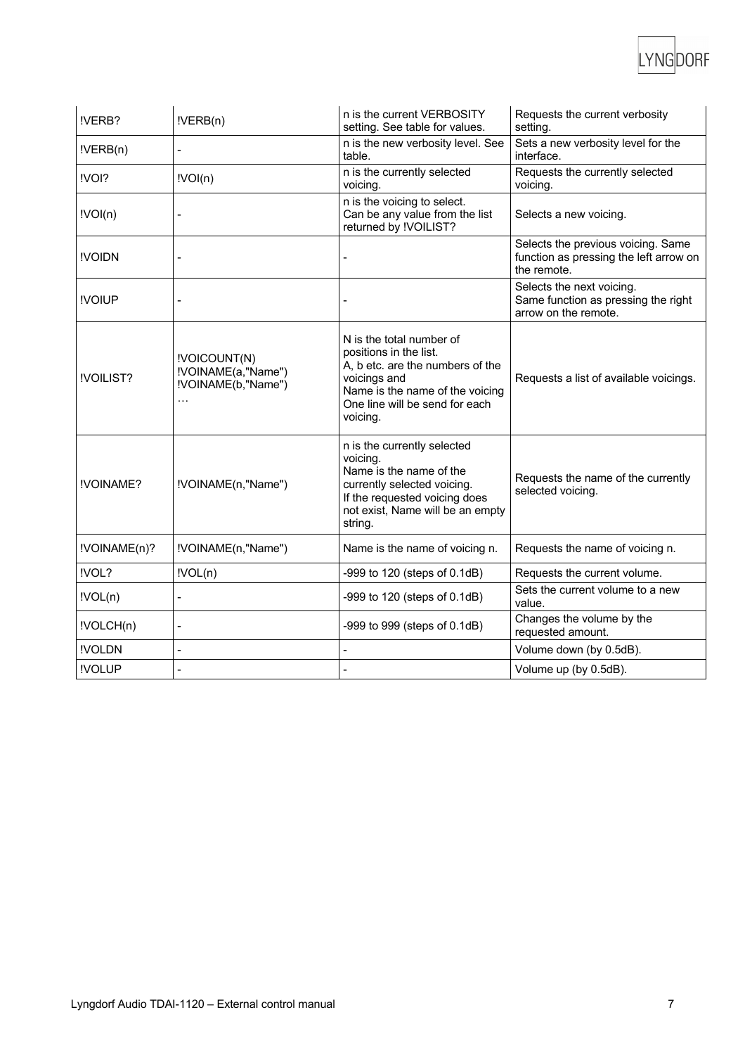| !VERB? | !VERB(n) | n is the current VERBOSITY setting. See table for values. | Requests the current verbosity setting. |
|---|---|---|---|
| !VERB(n) | - | n is the new verbosity level. See table. | Sets a new verbosity level for the interface. |
| !VOI? | !VOI(n) | n is the currently selected voicing. | Requests the currently selected voicing. |
| !VOI(n) | - | n is the voicing to select. Can be any value from the list returned by !VOILIST? | Selects a new voicing. |
| !VOIDN | - | - | Selects the previous voicing. Same function as pressing the left arrow on the remote. |
| !VOIUP | - | - | Selects the next voicing. Same function as pressing the right arrow on the remote. |
| !VOILIST? | !VOICOUNT(N) !VOINAME(a,"Name") !VOINAME(b,"Name") … | N is the total number of positions in the list. A, b etc. are the numbers of the voicings and Name is the name of the voicing One line will be send for each voicing. | Requests a list of available voicings. |
| !VOINAME? | !VOINAME(n,"Name") | n is the currently selected voicing. Name is the name of the currently selected voicing. If the requested voicing does not exist, Name will be an empty string. | Requests the name of the currently selected voicing. |
| !VOINAME(n)? | !VOINAME(n,"Name") | Name is the name of voicing n. | Requests the name of voicing n. |
| !VOL? | !VOL(n) | -999 to 120 (steps of 0.1dB) | Requests the current volume. |
| !VOL(n) | - | -999 to 120 (steps of 0.1dB) | Sets the current volume to a new value. |
| !VOLCH(n) | - | -999 to 999 (steps of 0.1dB) | Changes the volume by the requested amount. |
| !VOLDN | - | - | Volume down (by 0.5dB). |
| !VOLUP | - | - | Volume up (by 0.5dB). |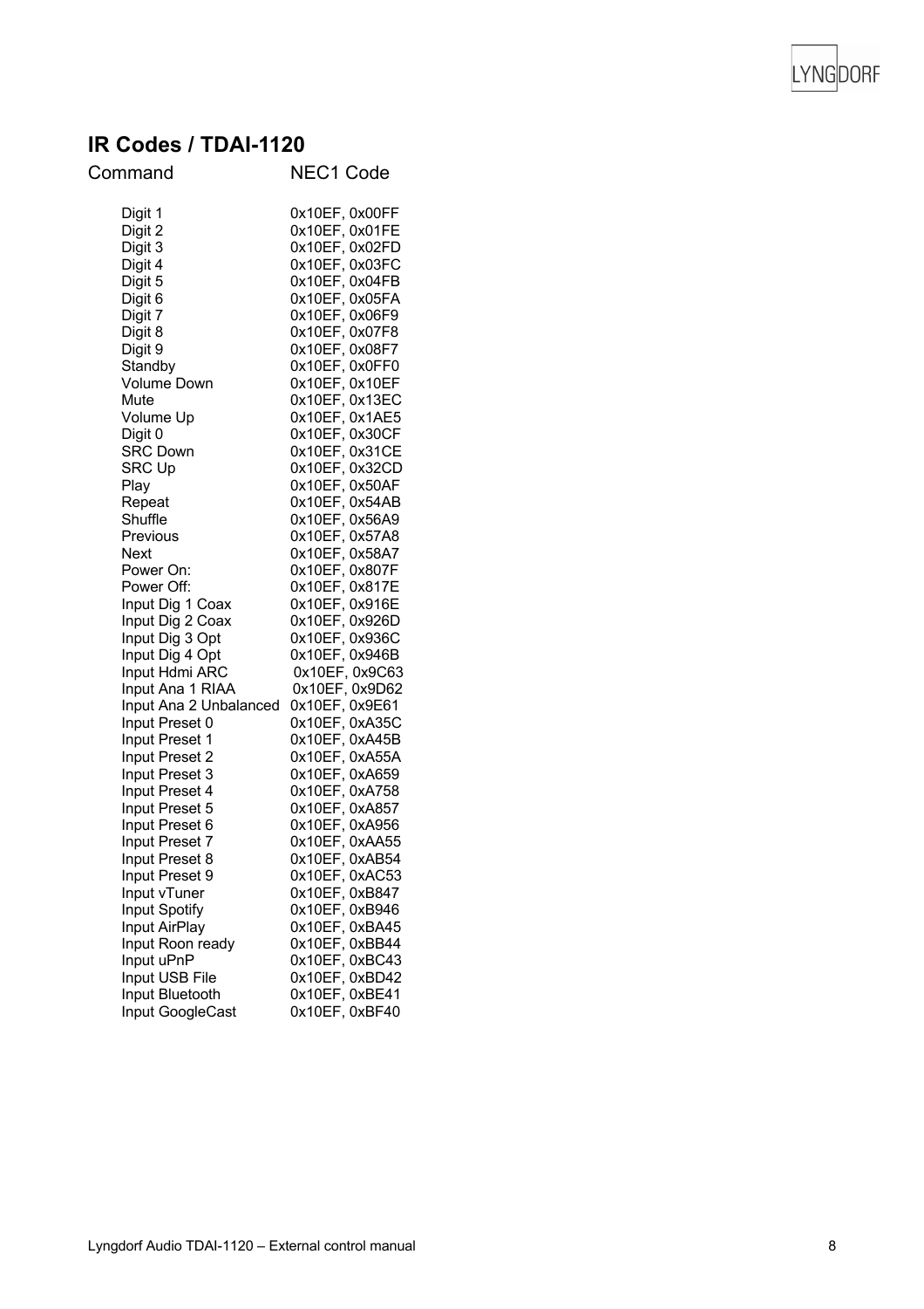## IR Codes / TDAI-1120

| Command | NEC1 Code |
|---|---|
| Digit 1 | 0x10EF, 0x00FF |
| Digit 2 | 0x10EF, 0x01FE |
| Digit 3 | 0x10EF, 0x02FD |
| Digit 4 | 0x10EF, 0x03FC |
| Digit 5 | 0x10EF, 0x04FB |
| Digit 6 | 0x10EF, 0x05FA |
| Digit 7 | 0x10EF, 0x06F9 |
| Digit 8 | 0x10EF, 0x07F8 |
| Digit 9 | 0x10EF, 0x08F7 |
| Standby | 0x10EF, 0x0FF0 |
| Volume Down | 0x10EF, 0x10EF |
| Mute | 0x10EF, 0x13EC |
| Volume Up | 0x10EF, 0x1AE5 |
| Digit 0 | 0x10EF, 0x30CF |
| SRC Down | 0x10EF, 0x31CE |
| SRC Up | 0x10EF, 0x32CD |
| Play | 0x10EF, 0x50AF |
| Repeat | 0x10EF, 0x54AB |
| Shuffle | 0x10EF, 0x56A9 |
| Previous | 0x10EF, 0x57A8 |
| Next | 0x10EF, 0x58A7 |
| Power On: | 0x10EF, 0x807F |
| Power Off: | 0x10EF, 0x817E |
| Input Dig 1 Coax | 0x10EF, 0x916E |
| Input Dig 2 Coax | 0x10EF, 0x926D |
| Input Dig 3 Opt | 0x10EF, 0x936C |
| Input Dig 4 Opt | 0x10EF, 0x946B |
| Input Hdmi ARC | 0x10EF, 0x9C63 |
| Input Ana 1 RIAA | 0x10EF, 0x9D62 |
| Input Ana 2 Unbalanced | 0x10EF, 0x9E61 |
| Input Preset 0 | 0x10EF, 0xA35C |
| Input Preset 1 | 0x10EF, 0xA45B |
| Input Preset 2 | 0x10EF, 0xA55A |
| Input Preset 3 | 0x10EF, 0xA659 |
| Input Preset 4 | 0x10EF, 0xA758 |
| Input Preset 5 | 0x10EF, 0xA857 |
| Input Preset 6 | 0x10EF, 0xA956 |
| Input Preset 7 | 0x10EF, 0xAA55 |
| Input Preset 8 | 0x10EF, 0xAB54 |
| Input Preset 9 | 0x10EF, 0xAC53 |
| Input vTuner | 0x10EF, 0xB847 |
| Input Spotify | 0x10EF, 0xB946 |
| Input AirPlay | 0x10EF, 0xBA45 |
| Input Roon ready | 0x10EF, 0xBB44 |
| Input uPnP | 0x10EF, 0xBC43 |
| Input USB File | 0x10EF, 0xBD42 |
| Input Bluetooth | 0x10EF, 0xBE41 |
| Input GoogleCast | 0x10EF, 0xBF40 |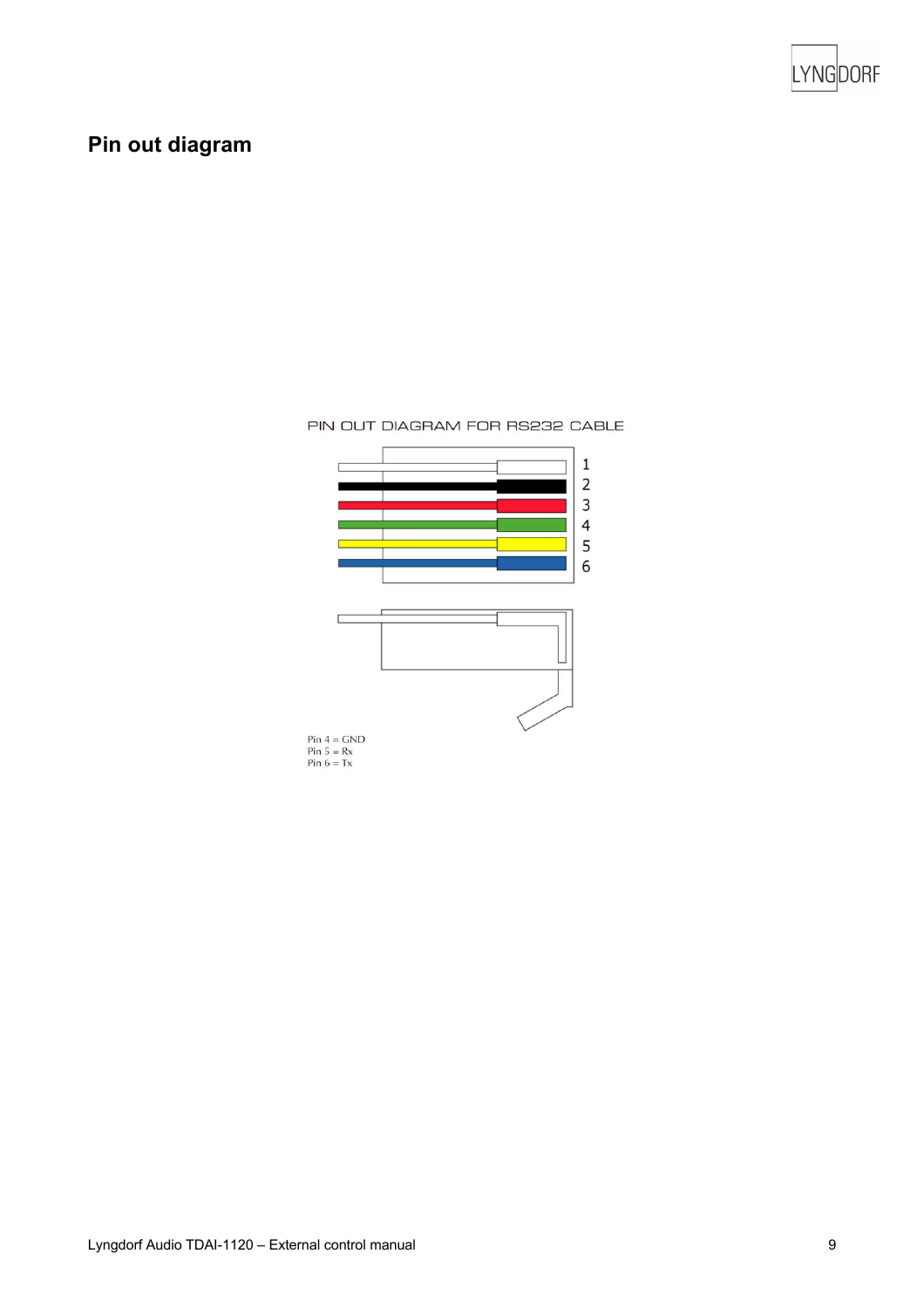# Pin out diagram

PIN OUT DIAGRAM FOR RS232 CABLE

1
2
3
4
5
6

Pin 4 = GND
Pin 5 = Rx
Pin 6 = Tx